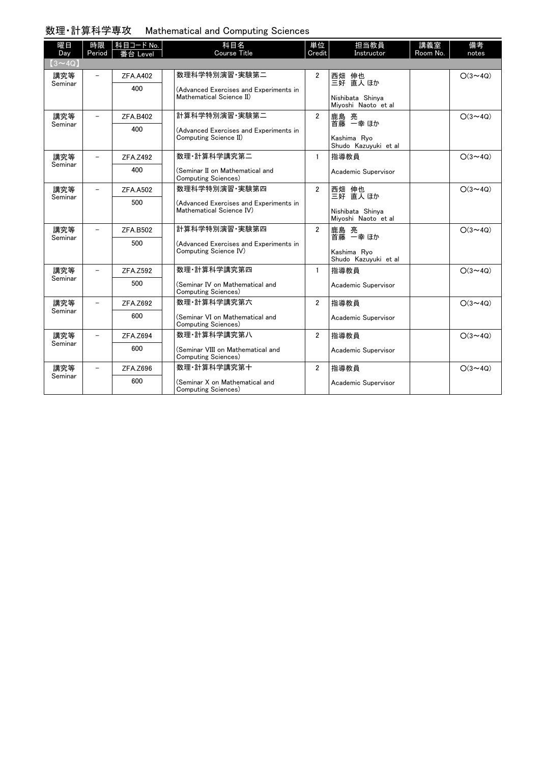## 数理・計算科学専攻　Mathematical and Computing Sciences

| 曜日 Day | 時限 Period | 科目コード No. 番台 Level | 科目名 Course Title | 単位 Credit | 担当教員 Instructor | 講義室 Room No. | 備考 notes |
|---|---|---|---|---|---|---|---|
| 【3～4Q】 | | | | | | | |
| 講究等 Seminar | － | ZFA.A402<br>400 | 数理科学特別演習・実験第二<br>(Advanced Exercises and Experiments in Mathematical Science II) | 2 | 西畑 伸也<br>三好 直人 ほか<br>Nishibata Shinya<br>Miyoshi Naoto et al | | ○(3～4Q) |
| 講究等 Seminar | － | ZFA.B402<br>400 | 計算科学特別演習・実験第二<br>(Advanced Exercises and Experiments in Computing Science II) | 2 | 鹿島 亮<br>首藤 一幸 ほか<br>Kashima Ryo<br>Shudo Kazuyuki et al | | ○(3～4Q) |
| 講究等 Seminar | － | ZFA.Z492<br>400 | 数理・計算科学講究第二<br>(Seminar II on Mathematical and Computing Sciences) | 1 | 指導教員<br>Academic Supervisor | | ○(3～4Q) |
| 講究等 Seminar | － | ZFA.A502<br>500 | 数理科学特別演習・実験第四<br>(Advanced Exercises and Experiments in Mathematical Science IV) | 2 | 西畑 伸也<br>三好 直人 ほか<br>Nishibata Shinya<br>Miyoshi Naoto et al | | ○(3～4Q) |
| 講究等 Seminar | － | ZFA.B502<br>500 | 計算科学特別演習・実験第四<br>(Advanced Exercises and Experiments in Computing Science IV) | 2 | 鹿島 亮<br>首藤 一幸 ほか<br>Kashima Ryo<br>Shudo Kazuyuki et al | | ○(3～4Q) |
| 講究等 Seminar | － | ZFA.Z592<br>500 | 数理・計算科学講究第四<br>(Seminar IV on Mathematical and Computing Sciences) | 1 | 指導教員<br>Academic Supervisor | | ○(3～4Q) |
| 講究等 Seminar | － | ZFA.Z692<br>600 | 数理・計算科学講究第六<br>(Seminar VI on Mathematical and Computing Sciences) | 2 | 指導教員<br>Academic Supervisor | | ○(3～4Q) |
| 講究等 Seminar | － | ZFA.Z694<br>600 | 数理・計算科学講究第八<br>(Seminar VIII on Mathematical and Computing Sciences) | 2 | 指導教員<br>Academic Supervisor | | ○(3～4Q) |
| 講究等 Seminar | － | ZFA.Z696<br>600 | 数理・計算科学講究第十<br>(Seminar X on Mathematical and Computing Sciences) | 2 | 指導教員<br>Academic Supervisor | | ○(3～4Q) |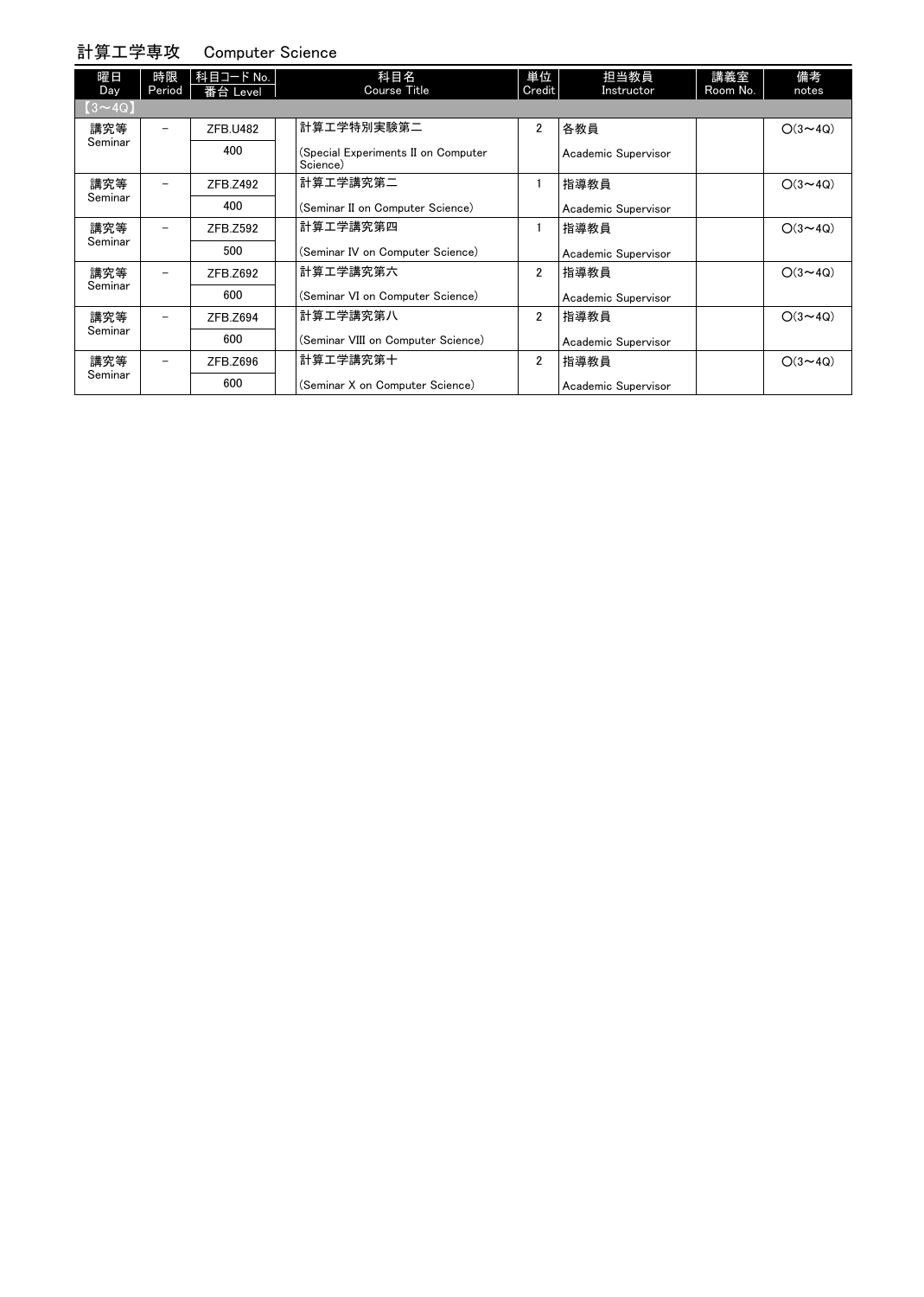## 計算工学専攻　Computer Science

| 曜日 Day | 時限 Period | 科目コード No. 番台 Level | 科目名 Course Title | 単位 Credit | 担当教員 Instructor | 講義室 Room No. | 備考 notes |
|---|---|---|---|---|---|---|---|
| 【3～4Q】 | | | | | | | |
| 講究等 Seminar | － | ZFB.U482 400 | 計算工学特別実験第二 (Special Experiments II on Computer Science) | 2 | 各教員 Academic Supervisor | | ○(3～4Q) |
| 講究等 Seminar | － | ZFB.Z492 400 | 計算工学講究第二 (Seminar II on Computer Science) | 1 | 指導教員 Academic Supervisor | | ○(3～4Q) |
| 講究等 Seminar | － | ZFB.Z592 500 | 計算工学講究第四 (Seminar IV on Computer Science) | 1 | 指導教員 Academic Supervisor | | ○(3～4Q) |
| 講究等 Seminar | － | ZFB.Z692 600 | 計算工学講究第六 (Seminar VI on Computer Science) | 2 | 指導教員 Academic Supervisor | | ○(3～4Q) |
| 講究等 Seminar | － | ZFB.Z694 600 | 計算工学講究第八 (Seminar VIII on Computer Science) | 2 | 指導教員 Academic Supervisor | | ○(3～4Q) |
| 講究等 Seminar | － | ZFB.Z696 600 | 計算工学講究第十 (Seminar X on Computer Science) | 2 | 指導教員 Academic Supervisor | | ○(3～4Q) |